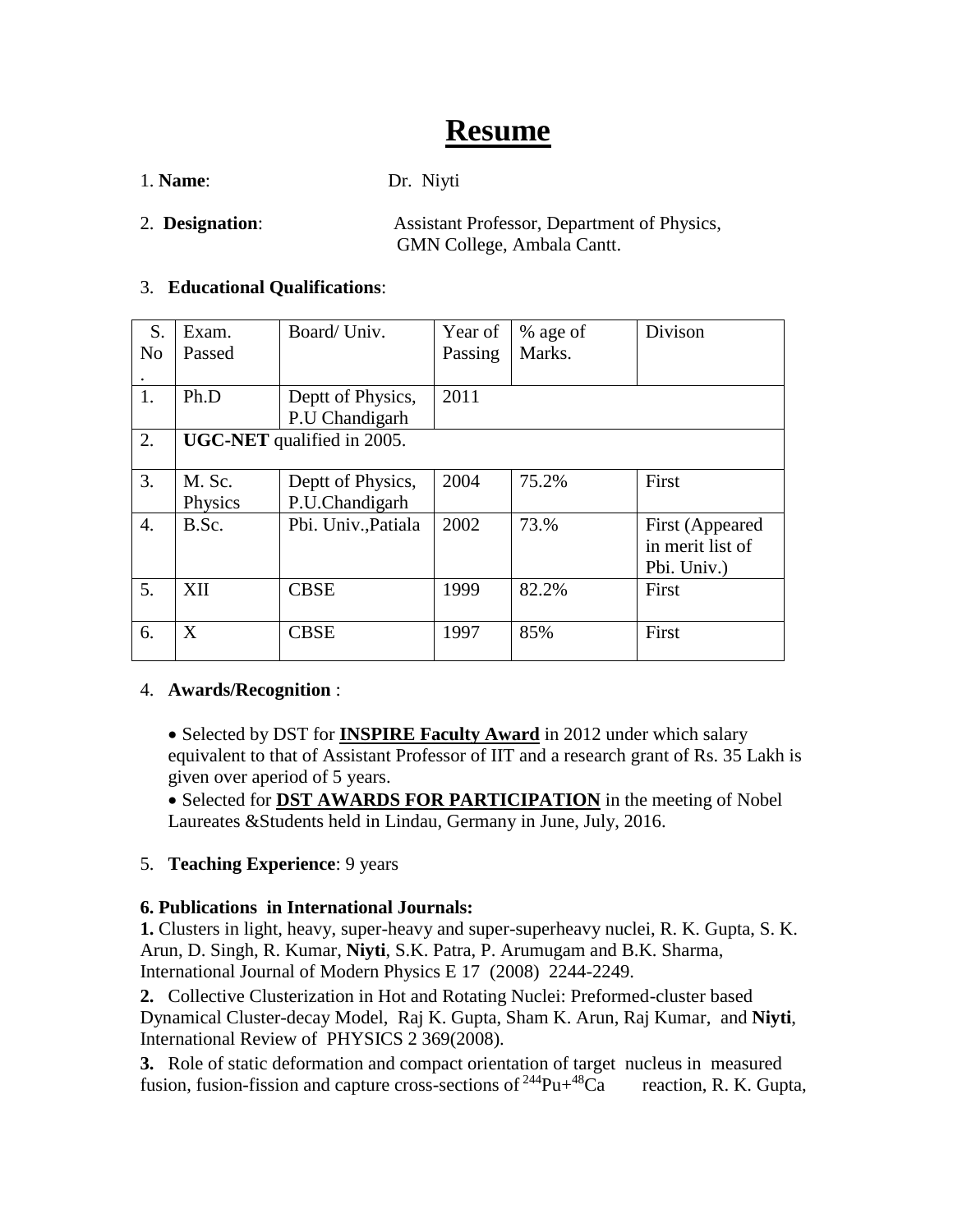# Resume

1. **Name**: Dr. Niyti

2. **Designation**: Assistant Professor, Department of Physics, GMN College, Ambala Cantt.

3. **Educational Qualifications**:

| S. No. | Exam. Passed | Board/ Univ. | Year of Passing | % age of Marks. | Divison |
|---|---|---|---|---|---|
| 1. | Ph.D | Deptt of Physics, P.U Chandigarh | 2011 | | |
| 2. | **UGC-NET** qualified in 2005. | | | | |
| 3. | M. Sc. Physics | Deptt of Physics, P.U.Chandigarh | 2004 | 75.2% | First |
| 4. | B.Sc. | Pbi. Univ.,Patiala | 2002 | 73.% | First (Appeared in merit list of Pbi. Univ.) |
| 5. | XII | CBSE | 1999 | 82.2% | First |
| 6. | X | CBSE | 1997 | 85% | First |

4. **Awards/Recognition** :

- Selected by DST for **INSPIRE Faculty Award** in 2012 under which salary equivalent to that of Assistant Professor of IIT and a research grant of Rs. 35 Lakh is given over aperiod of 5 years.
- Selected for **DST AWARDS FOR PARTICIPATION** in the meeting of Nobel Laureates &Students held in Lindau, Germany in June, July, 2016.

5. **Teaching Experience**: 9 years

**6. Publications in International Journals:**

**1.** Clusters in light, heavy, super-heavy and super-superheavy nuclei, R. K. Gupta, S. K. Arun, D. Singh, R. Kumar, **Niyti**, S.K. Patra, P. Arumugam and B.K. Sharma, International Journal of Modern Physics E 17 (2008) 2244-2249.

**2.** Collective Clusterization in Hot and Rotating Nuclei: Preformed-cluster based Dynamical Cluster-decay Model, Raj K. Gupta, Sham K. Arun, Raj Kumar, and **Niyti**, International Review of PHYSICS 2 369(2008).

**3.** Role of static deformation and compact orientation of target nucleus in measured fusion, fusion-fission and capture cross-sections of $^{244}Pu+^{48}Ca$ reaction, R. K. Gupta,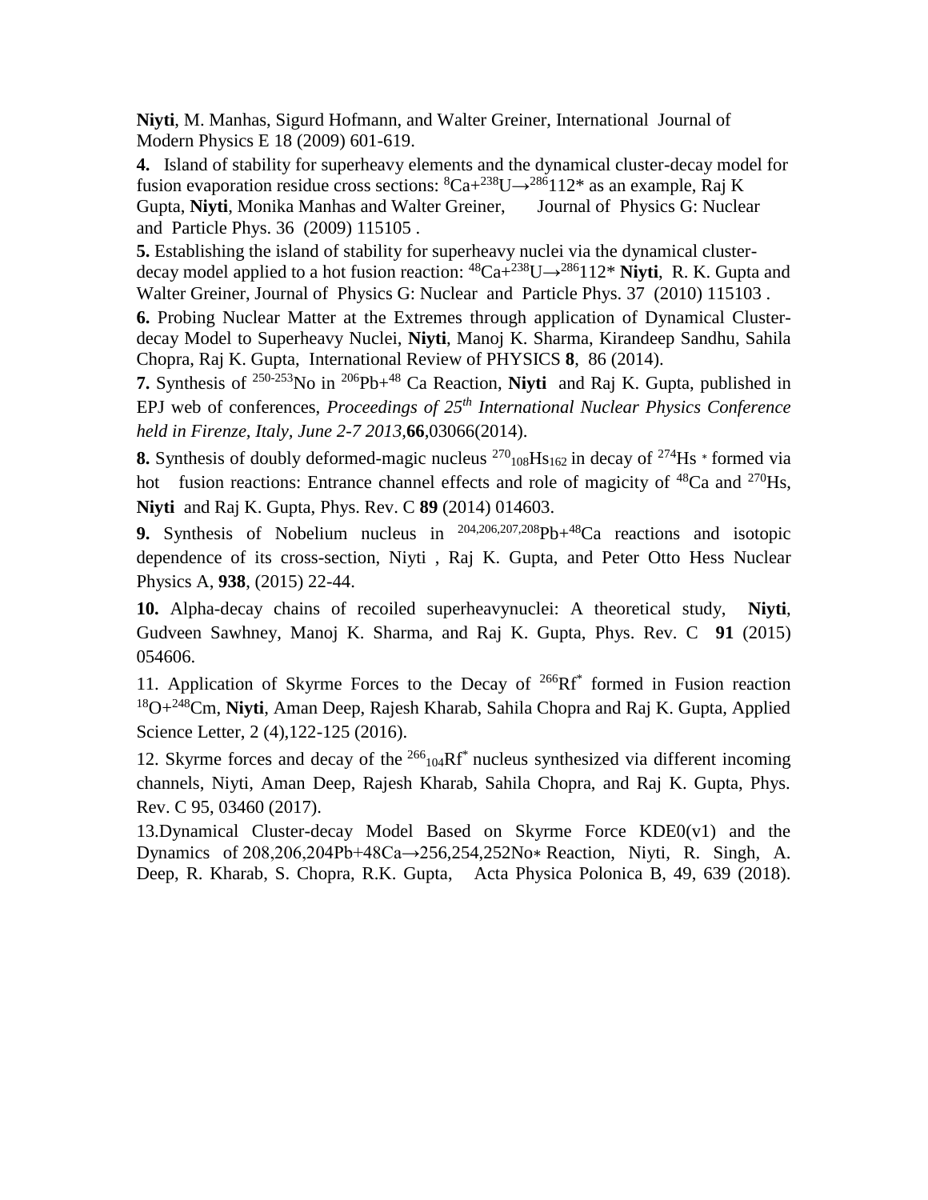**Niyti**, M. Manhas, Sigurd Hofmann, and Walter Greiner, International Journal of Modern Physics E 18 (2009) 601-619.

**4.** Island of stability for superheavy elements and the dynamical cluster-decay model for fusion evaporation residue cross sections: $^{8}$Ca+$^{238}$U→$^{286}$112* as an example, Raj K Gupta, **Niyti**, Monika Manhas and Walter Greiner, Journal of Physics G: Nuclear and Particle Phys. 36 (2009) 115105 .

**5.** Establishing the island of stability for superheavy nuclei via the dynamical cluster-decay model applied to a hot fusion reaction: $^{48}$Ca+$^{238}$U→$^{286}$112* **Niyti**, R. K. Gupta and Walter Greiner, Journal of Physics G: Nuclear and Particle Phys. 37 (2010) 115103 .

**6.** Probing Nuclear Matter at the Extremes through application of Dynamical Cluster-decay Model to Superheavy Nuclei, **Niyti**, Manoj K. Sharma, Kirandeep Sandhu, Sahila Chopra, Raj K. Gupta, International Review of PHYSICS **8**, 86 (2014).

**7.** Synthesis of $^{250\text{-}253}$No in $^{206}$Pb+$^{48}$ Ca Reaction, **Niyti** and Raj K. Gupta, published in EPJ web of conferences, *Proceedings of 25th International Nuclear Physics Conference held in Firenze, Italy, June 2-7 2013*,**66**,03066(2014).

**8.** Synthesis of doubly deformed-magic nucleus $^{270}_{108}$Hs$_{162}$ in decay of $^{274}$Hs * formed via hot fusion reactions: Entrance channel effects and role of magicity of $^{48}$Ca and $^{270}$Hs, **Niyti** and Raj K. Gupta, Phys. Rev. C **89** (2014) 014603.

**9.** Synthesis of Nobelium nucleus in $^{204,206,207,208}$Pb+$^{48}$Ca reactions and isotopic dependence of its cross-section, Niyti , Raj K. Gupta, and Peter Otto Hess Nuclear Physics A, **938**, (2015) 22-44.

**10.** Alpha-decay chains of recoiled superheavynuclei: A theoretical study, **Niyti**, Gudveen Sawhney, Manoj K. Sharma, and Raj K. Gupta, Phys. Rev. C **91** (2015) 054606.

11. Application of Skyrme Forces to the Decay of $^{266}$Rf$^{*}$ formed in Fusion reaction $^{18}$O+$^{248}$Cm, **Niyti**, Aman Deep, Rajesh Kharab, Sahila Chopra and Raj K. Gupta, Applied Science Letter, 2 (4),122-125 (2016).

12. Skyrme forces and decay of the $^{266}_{104}$Rf$^{*}$ nucleus synthesized via different incoming channels, Niyti, Aman Deep, Rajesh Kharab, Sahila Chopra, and Raj K. Gupta, Phys. Rev. C 95, 03460 (2017).

13.Dynamical Cluster-decay Model Based on Skyrme Force KDE0(v1) and the Dynamics of 208,206,204Pb+48Ca→256,254,252No∗ Reaction, Niyti, R. Singh, A. Deep, R. Kharab, S. Chopra, R.K. Gupta, Acta Physica Polonica B, 49, 639 (2018).